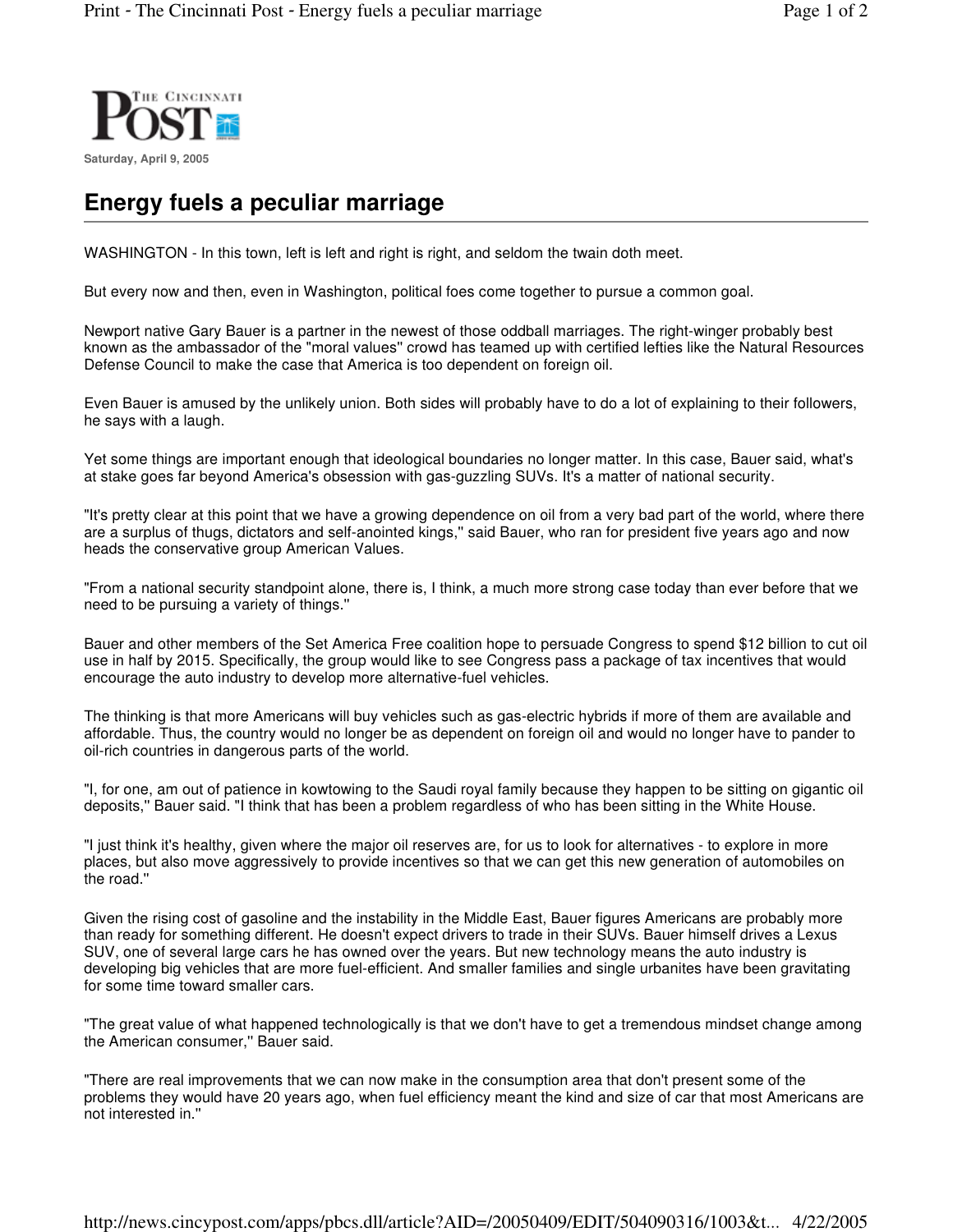THE CINCINNATI POST

Saturday, April 9, 2005

# Energy fuels a peculiar marriage

WASHINGTON - In this town, left is left and right is right, and seldom the twain doth meet.

But every now and then, even in Washington, political foes come together to pursue a common goal.

Newport native Gary Bauer is a partner in the newest of those oddball marriages. The right-winger probably best known as the ambassador of the "moral values'' crowd has teamed up with certified lefties like the Natural Resources Defense Council to make the case that America is too dependent on foreign oil.

Even Bauer is amused by the unlikely union. Both sides will probably have to do a lot of explaining to their followers, he says with a laugh.

Yet some things are important enough that ideological boundaries no longer matter. In this case, Bauer said, what's at stake goes far beyond America's obsession with gas-guzzling SUVs. It's a matter of national security.

"It's pretty clear at this point that we have a growing dependence on oil from a very bad part of the world, where there are a surplus of thugs, dictators and self-anointed kings,'' said Bauer, who ran for president five years ago and now heads the conservative group American Values.

"From a national security standpoint alone, there is, I think, a much more strong case today than ever before that we need to be pursuing a variety of things.''

Bauer and other members of the Set America Free coalition hope to persuade Congress to spend $12 billion to cut oil use in half by 2015. Specifically, the group would like to see Congress pass a package of tax incentives that would encourage the auto industry to develop more alternative-fuel vehicles.

The thinking is that more Americans will buy vehicles such as gas-electric hybrids if more of them are available and affordable. Thus, the country would no longer be as dependent on foreign oil and would no longer have to pander to oil-rich countries in dangerous parts of the world.

"I, for one, am out of patience in kowtowing to the Saudi royal family because they happen to be sitting on gigantic oil deposits,'' Bauer said. "I think that has been a problem regardless of who has been sitting in the White House.

"I just think it's healthy, given where the major oil reserves are, for us to look for alternatives - to explore in more places, but also move aggressively to provide incentives so that we can get this new generation of automobiles on the road.''

Given the rising cost of gasoline and the instability in the Middle East, Bauer figures Americans are probably more than ready for something different. He doesn't expect drivers to trade in their SUVs. Bauer himself drives a Lexus SUV, one of several large cars he has owned over the years. But new technology means the auto industry is developing big vehicles that are more fuel-efficient. And smaller families and single urbanites have been gravitating for some time toward smaller cars.

"The great value of what happened technologically is that we don't have to get a tremendous mindset change among the American consumer,'' Bauer said.

"There are real improvements that we can now make in the consumption area that don't present some of the problems they would have 20 years ago, when fuel efficiency meant the kind and size of car that most Americans are not interested in.''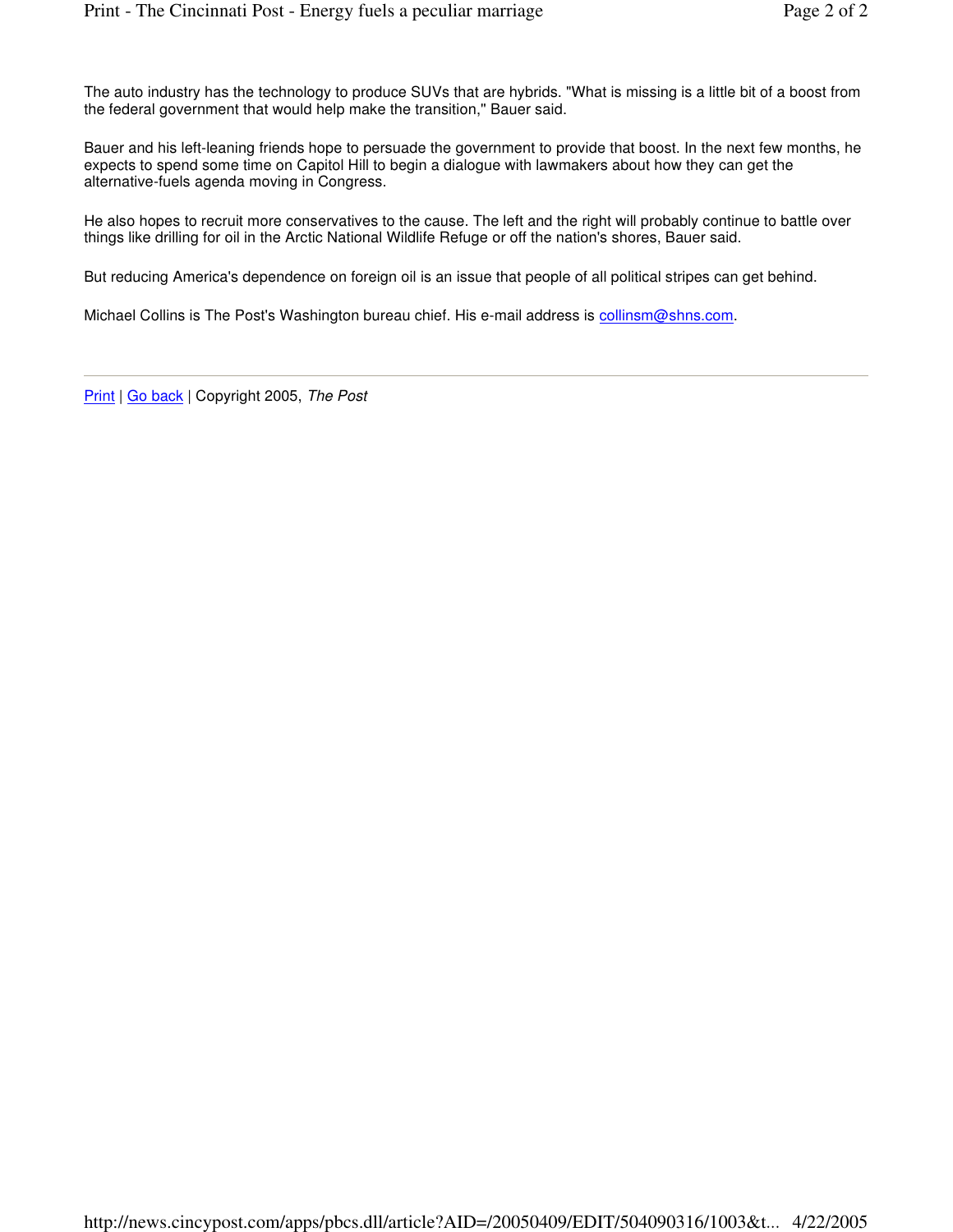The auto industry has the technology to produce SUVs that are hybrids. "What is missing is a little bit of a boost from the federal government that would help make the transition," Bauer said.

Bauer and his left-leaning friends hope to persuade the government to provide that boost. In the next few months, he expects to spend some time on Capitol Hill to begin a dialogue with lawmakers about how they can get the alternative-fuels agenda moving in Congress.

He also hopes to recruit more conservatives to the cause. The left and the right will probably continue to battle over things like drilling for oil in the Arctic National Wildlife Refuge or off the nation's shores, Bauer said.

But reducing America's dependence on foreign oil is an issue that people of all political stripes can get behind.

Michael Collins is The Post's Washington bureau chief. His e-mail address is collinsm@shns.com.

---

Print | Go back | Copyright 2005, *The Post*